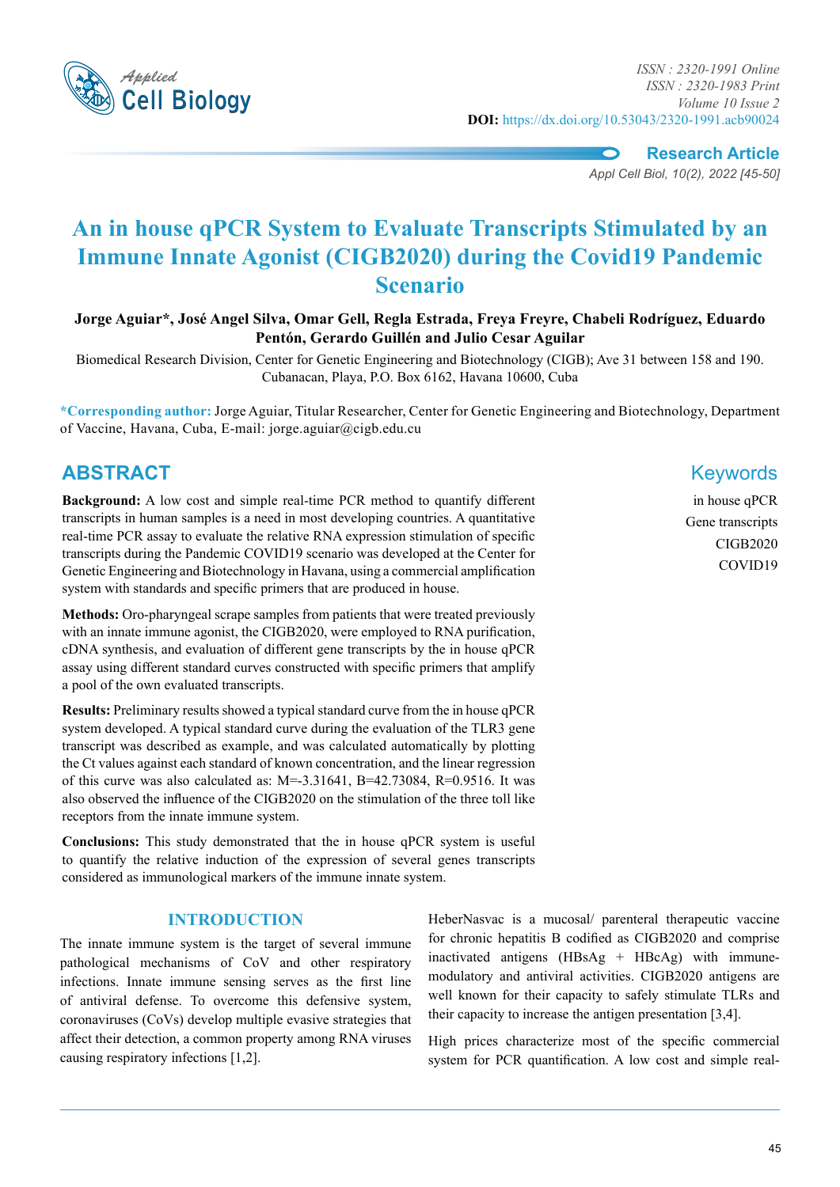# An in house qPCR System to Evaluate Transcripts Stimulated by an Immune Innate Agonist (CIGB2020) during the Covid19 Pandemic Scenario

**Jorge Aguiar\*, José Angel Silva, Omar Gell, Regla Estrada, Freya Freyre, Chabeli Rodríguez, Eduardo Pentón, Gerardo Guillén and Julio Cesar Aguilar**

Biomedical Research Division, Center for Genetic Engineering and Biotechnology (CIGB); Ave 31 between 158 and 190. Cubanacan, Playa, P.O. Box 6162, Havana 10600, Cuba

**\*Corresponding author:** Jorge Aguiar, Titular Researcher, Center for Genetic Engineering and Biotechnology, Department of Vaccine, Havana, Cuba, E-mail: jorge.aguiar@cigb.edu.cu

## ABSTRACT

**Background:** A low cost and simple real-time PCR method to quantify different transcripts in human samples is a need in most developing countries. A quantitative real-time PCR assay to evaluate the relative RNA expression stimulation of specific transcripts during the Pandemic COVID19 scenario was developed at the Center for Genetic Engineering and Biotechnology in Havana, using a commercial amplification system with standards and specific primers that are produced in house.

**Methods:** Oro-pharyngeal scrape samples from patients that were treated previously with an innate immune agonist, the CIGB2020, were employed to RNA purification, cDNA synthesis, and evaluation of different gene transcripts by the in house qPCR assay using different standard curves constructed with specific primers that amplify a pool of the own evaluated transcripts.

**Results:** Preliminary results showed a typical standard curve from the in house qPCR system developed. A typical standard curve during the evaluation of the TLR3 gene transcript was described as example, and was calculated automatically by plotting the Ct values against each standard of known concentration, and the linear regression of this curve was also calculated as: M=-3.31641, B=42.73084, R=0.9516. It was also observed the influence of the CIGB2020 on the stimulation of the three toll like receptors from the innate immune system.

**Conclusions:** This study demonstrated that the in house qPCR system is useful to quantify the relative induction of the expression of several genes transcripts considered as immunological markers of the immune innate system.

## Keywords

in house qPCR

Gene transcripts

CIGB2020

COVID19

## INTRODUCTION

The innate immune system is the target of several immune pathological mechanisms of CoV and other respiratory infections. Innate immune sensing serves as the first line of antiviral defense. To overcome this defensive system, coronaviruses (CoVs) develop multiple evasive strategies that affect their detection, a common property among RNA viruses causing respiratory infections [1,2].

HeberNasvac is a mucosal/ parenteral therapeutic vaccine for chronic hepatitis B codified as CIGB2020 and comprise inactivated antigens (HBsAg + HBcAg) with immune-modulatory and antiviral activities. CIGB2020 antigens are well known for their capacity to safely stimulate TLRs and their capacity to increase the antigen presentation [3,4].

High prices characterize most of the specific commercial system for PCR quantification. A low cost and simple real-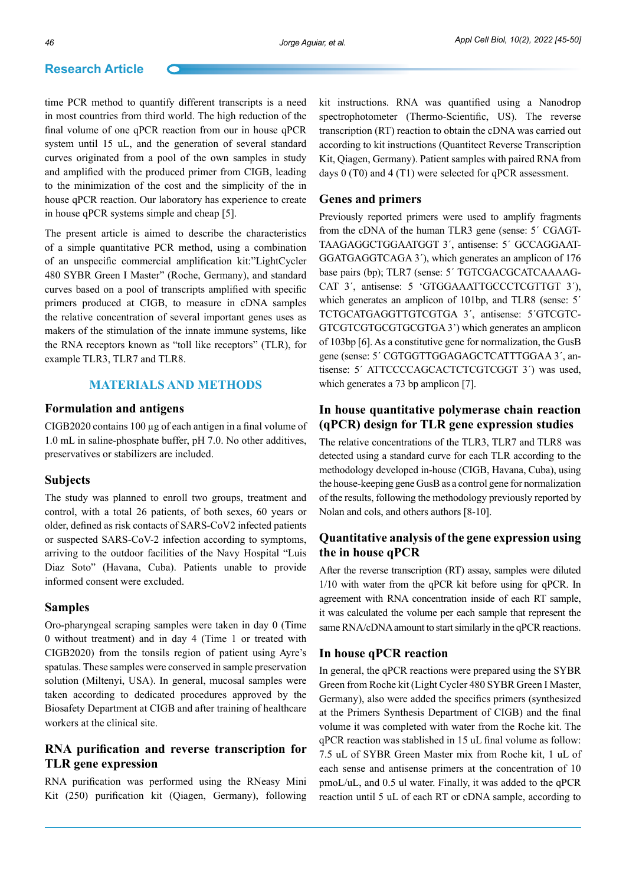time PCR method to quantify different transcripts is a need in most countries from third world. The high reduction of the final volume of one qPCR reaction from our in house qPCR system until 15 uL, and the generation of several standard curves originated from a pool of the own samples in study and amplified with the produced primer from CIGB, leading to the minimization of the cost and the simplicity of the in house qPCR reaction. Our laboratory has experience to create in house qPCR systems simple and cheap [5].

The present article is aimed to describe the characteristics of a simple quantitative PCR method, using a combination of an unspecific commercial amplification kit:"LightCycler 480 SYBR Green I Master" (Roche, Germany), and standard curves based on a pool of transcripts amplified with specific primers produced at CIGB, to measure in cDNA samples the relative concentration of several important genes uses as makers of the stimulation of the innate immune systems, like the RNA receptors known as "toll like receptors" (TLR), for example TLR3, TLR7 and TLR8.

## MATERIALS AND METHODS

### Formulation and antigens

CIGB2020 contains 100 µg of each antigen in a final volume of 1.0 mL in saline-phosphate buffer, pH 7.0. No other additives, preservatives or stabilizers are included.

### Subjects

The study was planned to enroll two groups, treatment and control, with a total 26 patients, of both sexes, 60 years or older, defined as risk contacts of SARS-CoV2 infected patients or suspected SARS-CoV-2 infection according to symptoms, arriving to the outdoor facilities of the Navy Hospital "Luis Diaz Soto" (Havana, Cuba). Patients unable to provide informed consent were excluded.

### Samples

Oro-pharyngeal scraping samples were taken in day 0 (Time 0 without treatment) and in day 4 (Time 1 or treated with CIGB2020) from the tonsils region of patient using Ayre's spatulas. These samples were conserved in sample preservation solution (Miltenyi, USA). In general, mucosal samples were taken according to dedicated procedures approved by the Biosafety Department at CIGB and after training of healthcare workers at the clinical site.

### RNA purification and reverse transcription for TLR gene expression

RNA purification was performed using the RNeasy Mini Kit (250) purification kit (Qiagen, Germany), following kit instructions. RNA was quantified using a Nanodrop spectrophotometer (Thermo-Scientific, US). The reverse transcription (RT) reaction to obtain the cDNA was carried out according to kit instructions (Quantitect Reverse Transcription Kit, Qiagen, Germany). Patient samples with paired RNA from days 0 (T0) and 4 (T1) were selected for qPCR assessment.

### Genes and primers

Previously reported primers were used to amplify fragments from the cDNA of the human TLR3 gene (sense: 5´ CGAGTTAAGAGGCTGGAATGGT 3´, antisense: 5´ GCCAGGAATGGATGAGGTCAGA 3´), which generates an amplicon of 176 base pairs (bp); TLR7 (sense: 5´ TGTCGACGCATCAAAAGCAT 3´, antisense: 5 'GTGGAAATTGCCCTCGTTGT 3´), which generates an amplicon of 101bp, and TLR8 (sense: 5´ TCTGCATGAGGTTGTCGTGA 3´, antisense: 5´GTCGTCGTCGTCGTGCGTGCGTGA 3') which generates an amplicon of 103bp [6]. As a constitutive gene for normalization, the GusB gene (sense: 5´ CGTGGTTGGAGAGCTCATTTGGAA 3´, antisense: 5´ ATTCCCCAGCACTCTCGTCGGT 3´) was used, which generates a 73 bp amplicon [7].

### In house quantitative polymerase chain reaction (qPCR) design for TLR gene expression studies

The relative concentrations of the TLR3, TLR7 and TLR8 was detected using a standard curve for each TLR according to the methodology developed in-house (CIGB, Havana, Cuba), using the house-keeping gene GusB as a control gene for normalization of the results, following the methodology previously reported by Nolan and cols, and others authors [8-10].

### Quantitative analysis of the gene expression using the in house qPCR

After the reverse transcription (RT) assay, samples were diluted 1/10 with water from the qPCR kit before using for qPCR. In agreement with RNA concentration inside of each RT sample, it was calculated the volume per each sample that represent the same RNA/cDNA amount to start similarly in the qPCR reactions.

### In house qPCR reaction

In general, the qPCR reactions were prepared using the SYBR Green from Roche kit (Light Cycler 480 SYBR Green I Master, Germany), also were added the specifics primers (synthesized at the Primers Synthesis Department of CIGB) and the final volume it was completed with water from the Roche kit. The qPCR reaction was stablished in 15 uL final volume as follow: 7.5 uL of SYBR Green Master mix from Roche kit, 1 uL of each sense and antisense primers at the concentration of 10 pmoL/uL, and 0.5 ul water. Finally, it was added to the qPCR reaction until 5 uL of each RT or cDNA sample, according to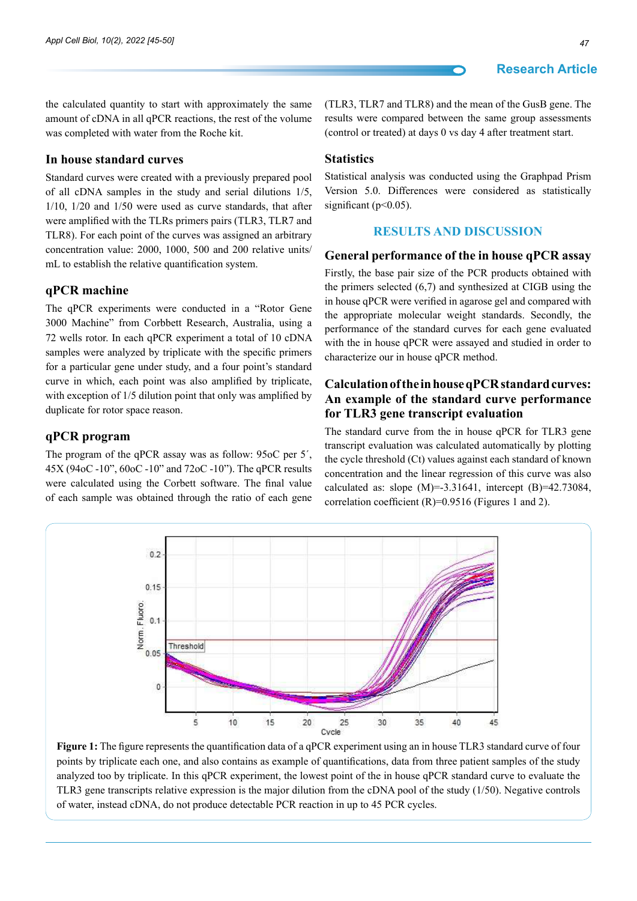the calculated quantity to start with approximately the same amount of cDNA in all qPCR reactions, the rest of the volume was completed with water from the Roche kit.

### In house standard curves

Standard curves were created with a previously prepared pool of all cDNA samples in the study and serial dilutions 1/5, 1/10, 1/20 and 1/50 were used as curve standards, that after were amplified with the TLRs primers pairs (TLR3, TLR7 and TLR8). For each point of the curves was assigned an arbitrary concentration value: 2000, 1000, 500 and 200 relative units/mL to establish the relative quantification system.

### qPCR machine

The qPCR experiments were conducted in a "Rotor Gene 3000 Machine" from Corbbett Research, Australia, using a 72 wells rotor. In each qPCR experiment a total of 10 cDNA samples were analyzed by triplicate with the specific primers for a particular gene under study, and a four point's standard curve in which, each point was also amplified by triplicate, with exception of 1/5 dilution point that only was amplified by duplicate for rotor space reason.

### qPCR program

The program of the qPCR assay was as follow: 95oC per 5´, 45X (94oC -10", 60oC -10" and 72oC -10"). The qPCR results were calculated using the Corbett software. The final value of each sample was obtained through the ratio of each gene (TLR3, TLR7 and TLR8) and the mean of the GusB gene. The results were compared between the same group assessments (control or treated) at days 0 vs day 4 after treatment start.

### Statistics

Statistical analysis was conducted using the Graphpad Prism Version 5.0. Differences were considered as statistically significant ($p<0.05$).

## RESULTS AND DISCUSSION

### General performance of the in house qPCR assay

Firstly, the base pair size of the PCR products obtained with the primers selected (6,7) and synthesized at CIGB using the in house qPCR were verified in agarose gel and compared with the appropriate molecular weight standards. Secondly, the performance of the standard curves for each gene evaluated with the in house qPCR were assayed and studied in order to characterize our in house qPCR method.

### Calculation of the in house qPCR standard curves: An example of the standard curve performance for TLR3 gene transcript evaluation

The standard curve from the in house qPCR for TLR3 gene transcript evaluation was calculated automatically by plotting the cycle threshold (Ct) values against each standard of known concentration and the linear regression of this curve was also calculated as: slope (M)=-3.31641, intercept (B)=42.73084, correlation coefficient (R)=0.9516 (Figures 1 and 2).

**Figure 1:** The figure represents the quantification data of a qPCR experiment using an in house TLR3 standard curve of four points by triplicate each one, and also contains as example of quantifications, data from three patient samples of the study analyzed too by triplicate. In this qPCR experiment, the lowest point of the in house qPCR standard curve to evaluate the TLR3 gene transcripts relative expression is the major dilution from the cDNA pool of the study (1/50). Negative controls of water, instead cDNA, do not produce detectable PCR reaction in up to 45 PCR cycles.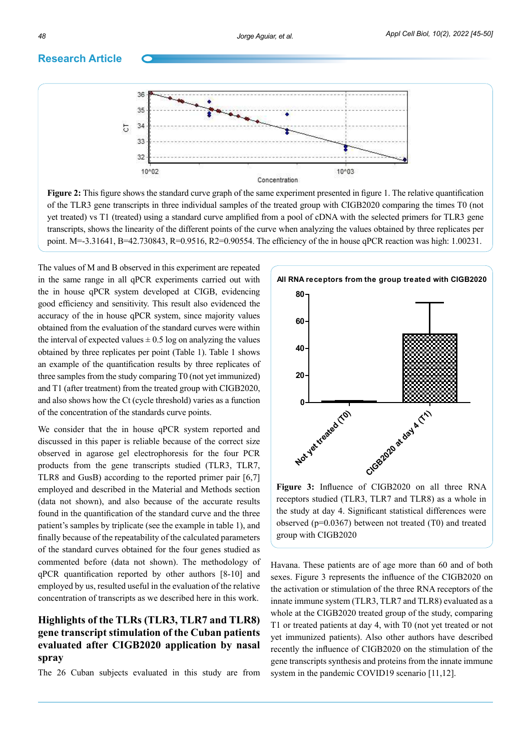**Figure 2:** This figure shows the standard curve graph of the same experiment presented in figure 1. The relative quantification of the TLR3 gene transcripts in three individual samples of the treated group with CIGB2020 comparing the times T0 (not yet treated) vs T1 (treated) using a standard curve amplified from a pool of cDNA with the selected primers for TLR3 gene transcripts, shows the linearity of the different points of the curve when analyzing the values obtained by three replicates per point. M=-3.31641, B=42.730843, R=0.9516, R2=0.90554. The efficiency of the in house qPCR reaction was high: 1.00231.

The values of M and B observed in this experiment are repeated in the same range in all qPCR experiments carried out with the in house qPCR system developed at CIGB, evidencing good efficiency and sensitivity. This result also evidenced the accuracy of the in house qPCR system, since majority values obtained from the evaluation of the standard curves were within the interval of expected values ± 0.5 log on analyzing the values obtained by three replicates per point (Table 1). Table 1 shows an example of the quantification results by three replicates of three samples from the study comparing T0 (not yet immunized) and T1 (after treatment) from the treated group with CIGB2020, and also shows how the Ct (cycle threshold) varies as a function of the concentration of the standards curve points.

We consider that the in house qPCR system reported and discussed in this paper is reliable because of the correct size observed in agarose gel electrophoresis for the four PCR products from the gene transcripts studied (TLR3, TLR7, TLR8 and GusB) according to the reported primer pair [6,7] employed and described in the Material and Methods section (data not shown), and also because of the accurate results found in the quantification of the standard curve and the three patient's samples by triplicate (see the example in table 1), and finally because of the repeatability of the calculated parameters of the standard curves obtained for the four genes studied as commented before (data not shown). The methodology of qPCR quantification reported by other authors [8-10] and employed by us, resulted useful in the evaluation of the relative concentration of transcripts as we described here in this work.

## Highlights of the TLRs (TLR3, TLR7 and TLR8) gene transcript stimulation of the Cuban patients evaluated after CIGB2020 application by nasal spray

The 26 Cuban subjects evaluated in this study are from Havana. These patients are of age more than 60 and of both sexes. Figure 3 represents the influence of the CIGB2020 on the activation or stimulation of the three RNA receptors of the innate immune system (TLR3, TLR7 and TLR8) evaluated as a whole at the CIGB2020 treated group of the study, comparing T1 or treated patients at day 4, with T0 (not yet treated or not yet immunized patients). Also other authors have described recently the influence of CIGB2020 on the stimulation of the gene transcripts synthesis and proteins from the innate immune system in the pandemic COVID19 scenario [11,12].

**Figure 3:** Influence of CIGB2020 on all three RNA receptors studied (TLR3, TLR7 and TLR8) as a whole in the study at day 4. Significant statistical differences were observed (p=0.0367) between not treated (T0) and treated group with CIGB2020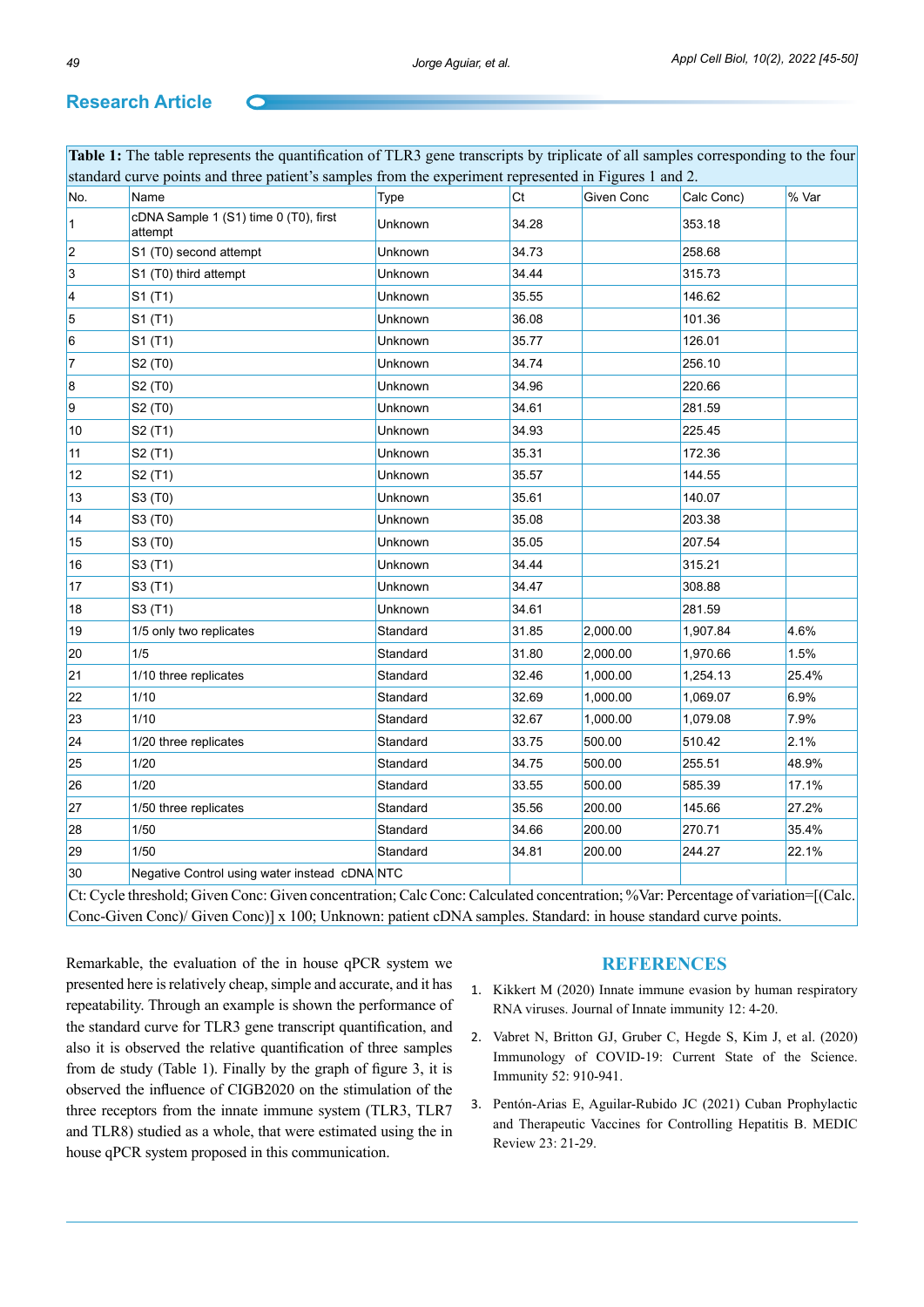**Table 1:** The table represents the quantification of TLR3 gene transcripts by triplicate of all samples corresponding to the four standard curve points and three patient's samples from the experiment represented in Figures 1 and 2.

| No. | Name | Type | Ct | Given Conc | Calc Conc) | % Var |
|---|---|---|---|---|---|---|
| 1 | cDNA Sample 1 (S1) time 0 (T0), first attempt | Unknown | 34.28 | | 353.18 | |
| 2 | S1 (T0) second attempt | Unknown | 34.73 | | 258.68 | |
| 3 | S1 (T0) third attempt | Unknown | 34.44 | | 315.73 | |
| 4 | S1 (T1) | Unknown | 35.55 | | 146.62 | |
| 5 | S1 (T1) | Unknown | 36.08 | | 101.36 | |
| 6 | S1 (T1) | Unknown | 35.77 | | 126.01 | |
| 7 | S2 (T0) | Unknown | 34.74 | | 256.10 | |
| 8 | S2 (T0) | Unknown | 34.96 | | 220.66 | |
| 9 | S2 (T0) | Unknown | 34.61 | | 281.59 | |
| 10 | S2 (T1) | Unknown | 34.93 | | 225.45 | |
| 11 | S2 (T1) | Unknown | 35.31 | | 172.36 | |
| 12 | S2 (T1) | Unknown | 35.57 | | 144.55 | |
| 13 | S3 (T0) | Unknown | 35.61 | | 140.07 | |
| 14 | S3 (T0) | Unknown | 35.08 | | 203.38 | |
| 15 | S3 (T0) | Unknown | 35.05 | | 207.54 | |
| 16 | S3 (T1) | Unknown | 34.44 | | 315.21 | |
| 17 | S3 (T1) | Unknown | 34.47 | | 308.88 | |
| 18 | S3 (T1) | Unknown | 34.61 | | 281.59 | |
| 19 | 1/5 only two replicates | Standard | 31.85 | 2,000.00 | 1,907.84 | 4.6% |
| 20 | 1/5 | Standard | 31.80 | 2,000.00 | 1,970.66 | 1.5% |
| 21 | 1/10 three replicates | Standard | 32.46 | 1,000.00 | 1,254.13 | 25.4% |
| 22 | 1/10 | Standard | 32.69 | 1,000.00 | 1,069.07 | 6.9% |
| 23 | 1/10 | Standard | 32.67 | 1,000.00 | 1,079.08 | 7.9% |
| 24 | 1/20 three replicates | Standard | 33.75 | 500.00 | 510.42 | 2.1% |
| 25 | 1/20 | Standard | 34.75 | 500.00 | 255.51 | 48.9% |
| 26 | 1/20 | Standard | 33.55 | 500.00 | 585.39 | 17.1% |
| 27 | 1/50 three replicates | Standard | 35.56 | 200.00 | 145.66 | 27.2% |
| 28 | 1/50 | Standard | 34.66 | 200.00 | 270.71 | 35.4% |
| 29 | 1/50 | Standard | 34.81 | 200.00 | 244.27 | 22.1% |
| 30 | Negative Control using water instead cDNA | NTC | | | | |

Ct: Cycle threshold; Given Conc: Given concentration; Calc Conc: Calculated concentration; %Var: Percentage of variation=[(Calc. Conc-Given Conc)/ Given Conc)] x 100; Unknown: patient cDNA samples. Standard: in house standard curve points.

Remarkable, the evaluation of the in house qPCR system we presented here is relatively cheap, simple and accurate, and it has repeatability. Through an example is shown the performance of the standard curve for TLR3 gene transcript quantification, and also it is observed the relative quantification of three samples from de study (Table 1). Finally by the graph of figure 3, it is observed the influence of CIGB2020 on the stimulation of the three receptors from the innate immune system (TLR3, TLR7 and TLR8) studied as a whole, that were estimated using the in house qPCR system proposed in this communication.

## REFERENCES

1. Kikkert M (2020) Innate immune evasion by human respiratory RNA viruses. Journal of Innate immunity 12: 4-20.
2. Vabret N, Britton GJ, Gruber C, Hegde S, Kim J, et al. (2020) Immunology of COVID-19: Current State of the Science. Immunity 52: 910-941.
3. Pentón-Arias E, Aguilar-Rubido JC (2021) Cuban Prophylactic and Therapeutic Vaccines for Controlling Hepatitis B. MEDIC Review 23: 21-29.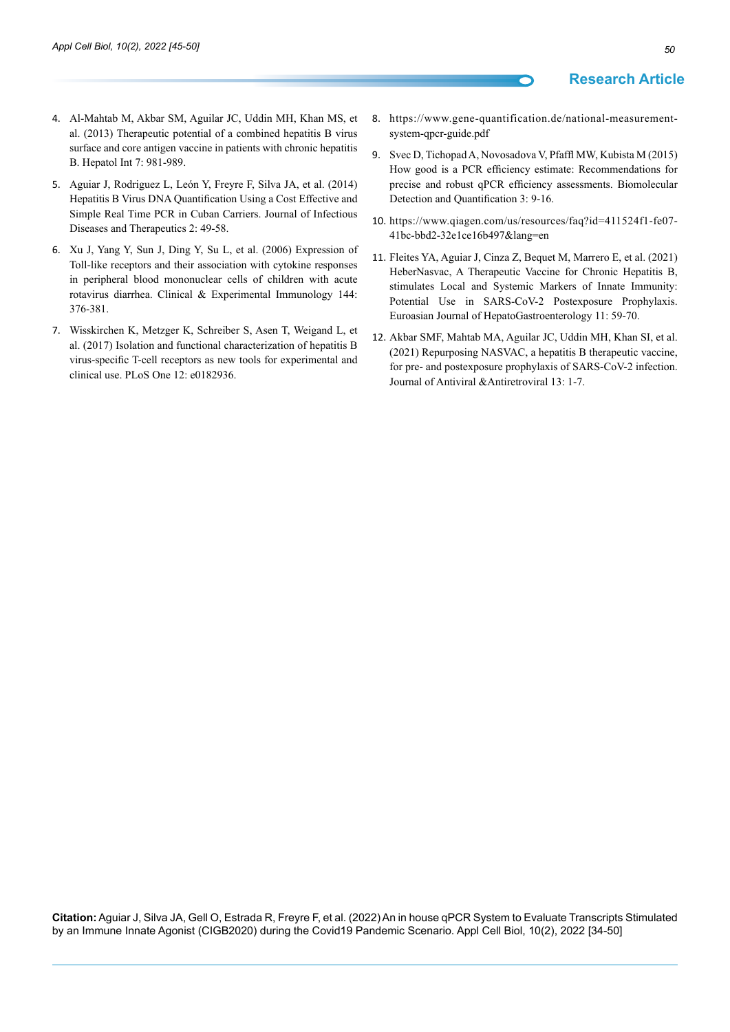4. Al-Mahtab M, Akbar SM, Aguilar JC, Uddin MH, Khan MS, et al. (2013) Therapeutic potential of a combined hepatitis B virus surface and core antigen vaccine in patients with chronic hepatitis B. Hepatol Int 7: 981-989.

5. Aguiar J, Rodriguez L, León Y, Freyre F, Silva JA, et al. (2014) Hepatitis B Virus DNA Quantification Using a Cost Effective and Simple Real Time PCR in Cuban Carriers. Journal of Infectious Diseases and Therapeutics 2: 49-58.

6. Xu J, Yang Y, Sun J, Ding Y, Su L, et al. (2006) Expression of Toll-like receptors and their association with cytokine responses in peripheral blood mononuclear cells of children with acute rotavirus diarrhea. Clinical & Experimental Immunology 144: 376-381.

7. Wisskirchen K, Metzger K, Schreiber S, Asen T, Weigand L, et al. (2017) Isolation and functional characterization of hepatitis B virus-specific T-cell receptors as new tools for experimental and clinical use. PLoS One 12: e0182936.

8. https://www.gene-quantification.de/national-measurement-system-qpcr-guide.pdf

9. Svec D, Tichopad A, Novosadova V, Pfaffl MW, Kubista M (2015) How good is a PCR efficiency estimate: Recommendations for precise and robust qPCR efficiency assessments. Biomolecular Detection and Quantification 3: 9-16.

10. https://www.qiagen.com/us/resources/faq?id=411524f1-fe07-41bc-bbd2-32e1ce16b497&lang=en

11. Fleites YA, Aguiar J, Cinza Z, Bequet M, Marrero E, et al. (2021) HeberNasvac, A Therapeutic Vaccine for Chronic Hepatitis B, stimulates Local and Systemic Markers of Innate Immunity: Potential Use in SARS-CoV-2 Postexposure Prophylaxis. Euroasian Journal of HepatoGastroenterology 11: 59-70.

12. Akbar SMF, Mahtab MA, Aguilar JC, Uddin MH, Khan SI, et al. (2021) Repurposing NASVAC, a hepatitis B therapeutic vaccine, for pre- and postexposure prophylaxis of SARS-CoV-2 infection. Journal of Antiviral &Antiretroviral 13: 1-7.

**Citation:** Aguiar J, Silva JA, Gell O, Estrada R, Freyre F, et al. (2022) An in house qPCR System to Evaluate Transcripts Stimulated by an Immune Innate Agonist (CIGB2020) during the Covid19 Pandemic Scenario. Appl Cell Biol, 10(2), 2022 [34-50]